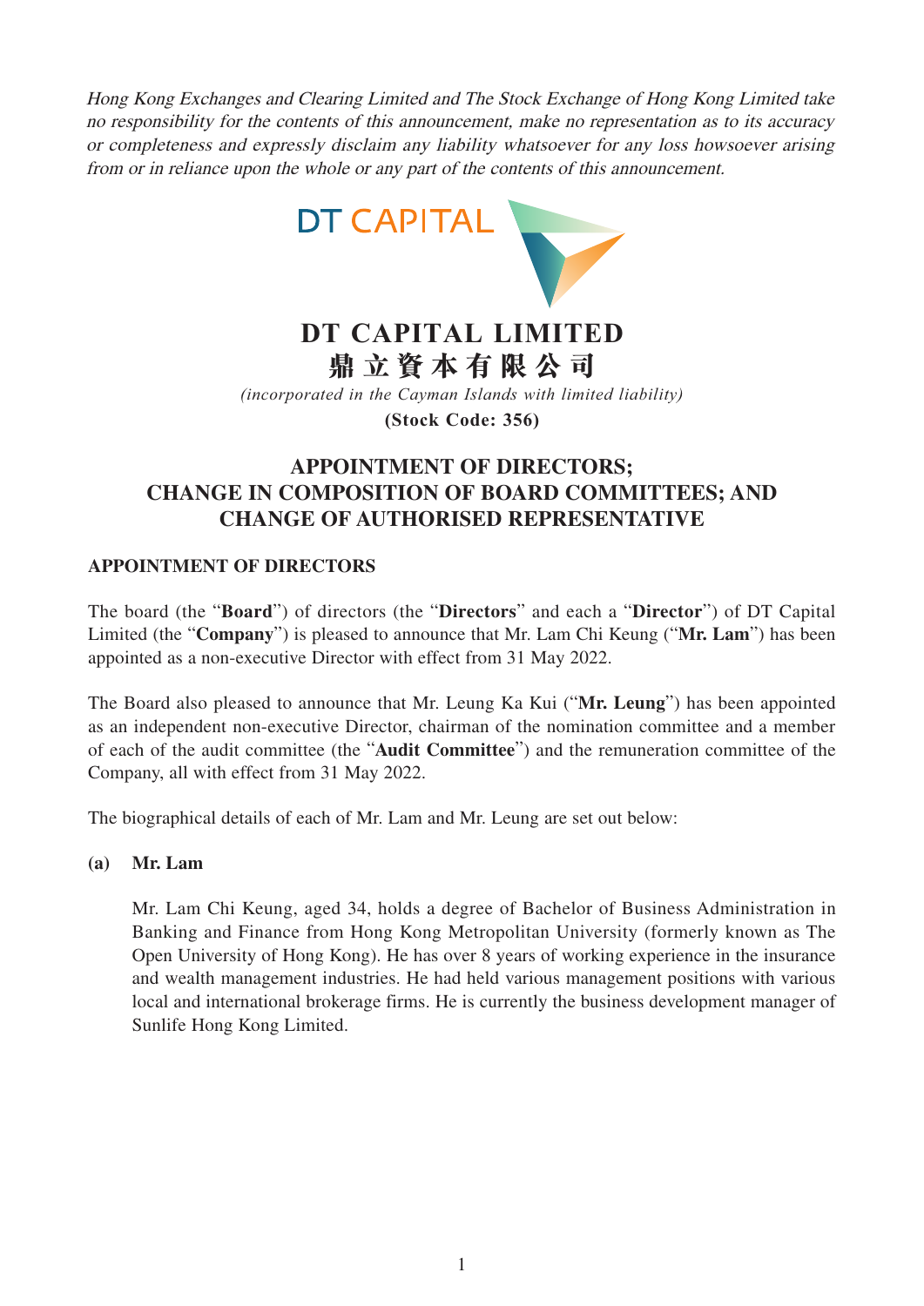*Hong Kong Exchanges and Clearing Limited and The Stock Exchange of Hong Kong Limited take no responsibility for the contents of this announcement, make no representation as to its accuracy or completeness and expressly disclaim any liability whatsoever for any loss howsoever arising from or in reliance upon the whole or any part of the contents of this announcement.*

DT CAPITAL

# DT CAPITAL LIMITED
# 鼎立資本有限公司

*(incorporated in the Cayman Islands with limited liability)*

**(Stock Code: 356)**

## APPOINTMENT OF DIRECTORS; CHANGE IN COMPOSITION OF BOARD COMMITTEES; AND CHANGE OF AUTHORISED REPRESENTATIVE

### APPOINTMENT OF DIRECTORS

The board (the "**Board**") of directors (the "**Directors**" and each a "**Director**") of DT Capital Limited (the "**Company**") is pleased to announce that Mr. Lam Chi Keung ("**Mr. Lam**") has been appointed as a non-executive Director with effect from 31 May 2022.

The Board also pleased to announce that Mr. Leung Ka Kui ("**Mr. Leung**") has been appointed as an independent non-executive Director, chairman of the nomination committee and a member of each of the audit committee (the "**Audit Committee**") and the remuneration committee of the Company, all with effect from 31 May 2022.

The biographical details of each of Mr. Lam and Mr. Leung are set out below:

**(a) Mr. Lam**

Mr. Lam Chi Keung, aged 34, holds a degree of Bachelor of Business Administration in Banking and Finance from Hong Kong Metropolitan University (formerly known as The Open University of Hong Kong). He has over 8 years of working experience in the insurance and wealth management industries. He had held various management positions with various local and international brokerage firms. He is currently the business development manager of Sunlife Hong Kong Limited.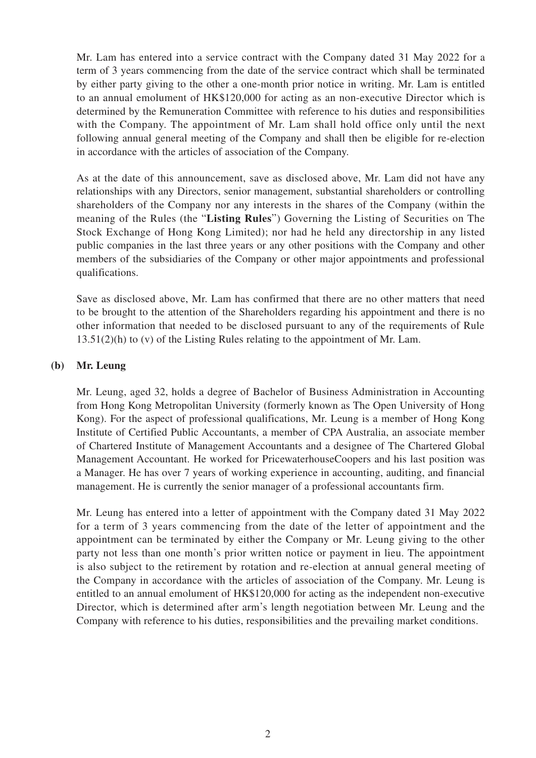Mr. Lam has entered into a service contract with the Company dated 31 May 2022 for a term of 3 years commencing from the date of the service contract which shall be terminated by either party giving to the other a one-month prior notice in writing. Mr. Lam is entitled to an annual emolument of HK$120,000 for acting as an non-executive Director which is determined by the Remuneration Committee with reference to his duties and responsibilities with the Company. The appointment of Mr. Lam shall hold office only until the next following annual general meeting of the Company and shall then be eligible for re-election in accordance with the articles of association of the Company.

As at the date of this announcement, save as disclosed above, Mr. Lam did not have any relationships with any Directors, senior management, substantial shareholders or controlling shareholders of the Company nor any interests in the shares of the Company (within the meaning of the Rules (the "**Listing Rules**") Governing the Listing of Securities on The Stock Exchange of Hong Kong Limited); nor had he held any directorship in any listed public companies in the last three years or any other positions with the Company and other members of the subsidiaries of the Company or other major appointments and professional qualifications.

Save as disclosed above, Mr. Lam has confirmed that there are no other matters that need to be brought to the attention of the Shareholders regarding his appointment and there is no other information that needed to be disclosed pursuant to any of the requirements of Rule 13.51(2)(h) to (v) of the Listing Rules relating to the appointment of Mr. Lam.

**(b) Mr. Leung**

Mr. Leung, aged 32, holds a degree of Bachelor of Business Administration in Accounting from Hong Kong Metropolitan University (formerly known as The Open University of Hong Kong). For the aspect of professional qualifications, Mr. Leung is a member of Hong Kong Institute of Certified Public Accountants, a member of CPA Australia, an associate member of Chartered Institute of Management Accountants and a designee of The Chartered Global Management Accountant. He worked for PricewaterhouseCoopers and his last position was a Manager. He has over 7 years of working experience in accounting, auditing, and financial management. He is currently the senior manager of a professional accountants firm.

Mr. Leung has entered into a letter of appointment with the Company dated 31 May 2022 for a term of 3 years commencing from the date of the letter of appointment and the appointment can be terminated by either the Company or Mr. Leung giving to the other party not less than one month's prior written notice or payment in lieu. The appointment is also subject to the retirement by rotation and re-election at annual general meeting of the Company in accordance with the articles of association of the Company. Mr. Leung is entitled to an annual emolument of HK$120,000 for acting as the independent non-executive Director, which is determined after arm's length negotiation between Mr. Leung and the Company with reference to his duties, responsibilities and the prevailing market conditions.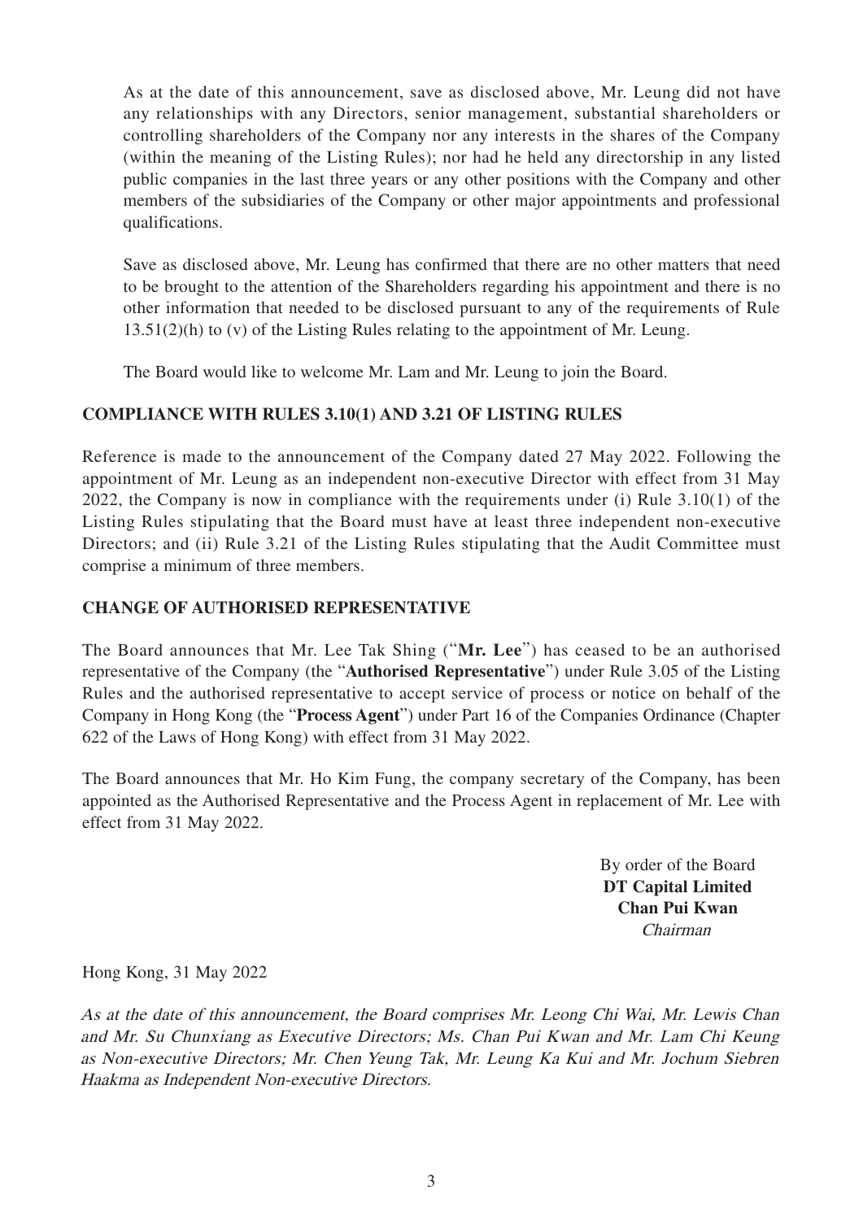As at the date of this announcement, save as disclosed above, Mr. Leung did not have any relationships with any Directors, senior management, substantial shareholders or controlling shareholders of the Company nor any interests in the shares of the Company (within the meaning of the Listing Rules); nor had he held any directorship in any listed public companies in the last three years or any other positions with the Company and other members of the subsidiaries of the Company or other major appointments and professional qualifications.

Save as disclosed above, Mr. Leung has confirmed that there are no other matters that need to be brought to the attention of the Shareholders regarding his appointment and there is no other information that needed to be disclosed pursuant to any of the requirements of Rule 13.51(2)(h) to (v) of the Listing Rules relating to the appointment of Mr. Leung.

The Board would like to welcome Mr. Lam and Mr. Leung to join the Board.

## COMPLIANCE WITH RULES 3.10(1) AND 3.21 OF LISTING RULES

Reference is made to the announcement of the Company dated 27 May 2022. Following the appointment of Mr. Leung as an independent non-executive Director with effect from 31 May 2022, the Company is now in compliance with the requirements under (i) Rule 3.10(1) of the Listing Rules stipulating that the Board must have at least three independent non-executive Directors; and (ii) Rule 3.21 of the Listing Rules stipulating that the Audit Committee must comprise a minimum of three members.

## CHANGE OF AUTHORISED REPRESENTATIVE

The Board announces that Mr. Lee Tak Shing ("**Mr. Lee**") has ceased to be an authorised representative of the Company (the "**Authorised Representative**") under Rule 3.05 of the Listing Rules and the authorised representative to accept service of process or notice on behalf of the Company in Hong Kong (the "**Process Agent**") under Part 16 of the Companies Ordinance (Chapter 622 of the Laws of Hong Kong) with effect from 31 May 2022.

The Board announces that Mr. Ho Kim Fung, the company secretary of the Company, has been appointed as the Authorised Representative and the Process Agent in replacement of Mr. Lee with effect from 31 May 2022.

By order of the Board
**DT Capital Limited**
**Chan Pui Kwan**
*Chairman*

Hong Kong, 31 May 2022

*As at the date of this announcement, the Board comprises Mr. Leong Chi Wai, Mr. Lewis Chan and Mr. Su Chunxiang as Executive Directors; Ms. Chan Pui Kwan and Mr. Lam Chi Keung as Non-executive Directors; Mr. Chen Yeung Tak, Mr. Leung Ka Kui and Mr. Jochum Siebren Haakma as Independent Non-executive Directors.*